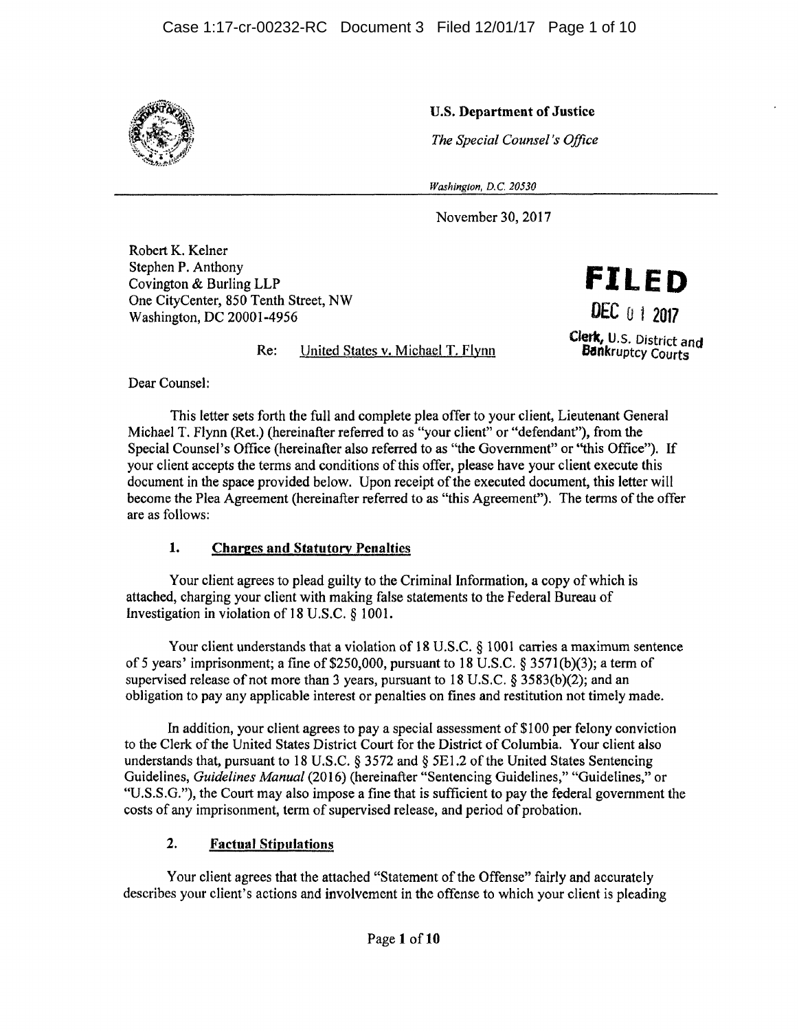**U.S. Department of Justice**

*The Special Counsel's Office*

*Washington, D.C. 20530*

November 30, 2017

Robert K. Kelner
Stephen P. Anthony
Covington & Burling LLP
One CityCenter, 850 Tenth Street, NW
Washington, DC 20001-4956

**FILED**

**DEC 01 2017**

**Clerk, U.S. District and Bankruptcy Courts**

Re: United States v. Michael T. Flynn

Dear Counsel:

This letter sets forth the full and complete plea offer to your client, Lieutenant General Michael T. Flynn (Ret.) (hereinafter referred to as "your client" or "defendant"), from the Special Counsel's Office (hereinafter also referred to as "the Government" or "this Office"). If your client accepts the terms and conditions of this offer, please have your client execute this document in the space provided below. Upon receipt of the executed document, this letter will become the Plea Agreement (hereinafter referred to as "this Agreement"). The terms of the offer are as follows:

## 1. Charges and Statutory Penalties

Your client agrees to plead guilty to the Criminal Information, a copy of which is attached, charging your client with making false statements to the Federal Bureau of Investigation in violation of 18 U.S.C. § 1001.

Your client understands that a violation of 18 U.S.C. § 1001 carries a maximum sentence of 5 years' imprisonment; a fine of $250,000, pursuant to 18 U.S.C. § 3571(b)(3); a term of supervised release of not more than 3 years, pursuant to 18 U.S.C. § 3583(b)(2); and an obligation to pay any applicable interest or penalties on fines and restitution not timely made.

In addition, your client agrees to pay a special assessment of $100 per felony conviction to the Clerk of the United States District Court for the District of Columbia. Your client also understands that, pursuant to 18 U.S.C. § 3572 and § 5E1.2 of the United States Sentencing Guidelines, *Guidelines Manual* (2016) (hereinafter "Sentencing Guidelines," "Guidelines," or "U.S.S.G."), the Court may also impose a fine that is sufficient to pay the federal government the costs of any imprisonment, term of supervised release, and period of probation.

## 2. Factual Stipulations

Your client agrees that the attached "Statement of the Offense" fairly and accurately describes your client's actions and involvement in the offense to which your client is pleading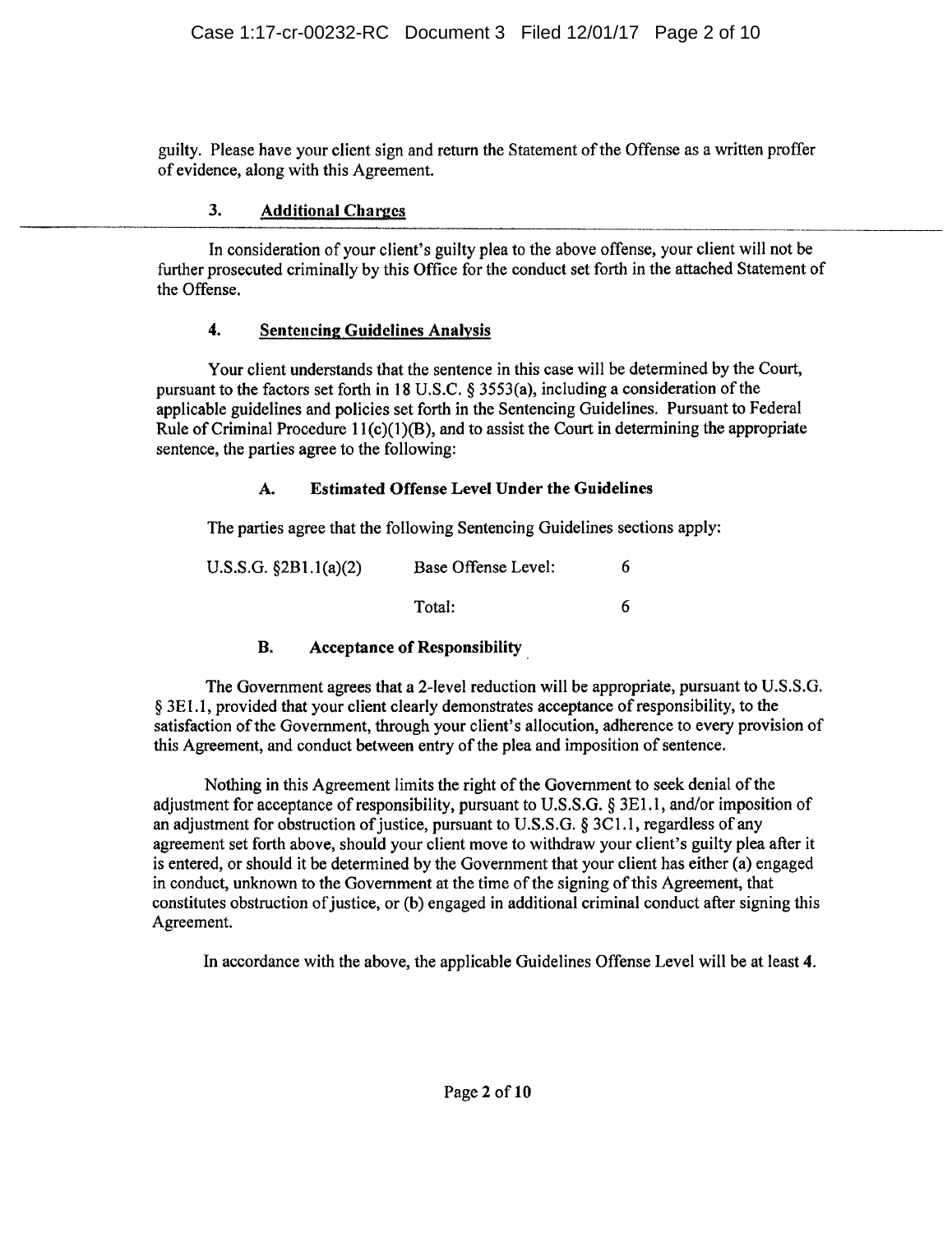guilty. Please have your client sign and return the Statement of the Offense as a written proffer of evidence, along with this Agreement.

### 3. Additional Charges

In consideration of your client's guilty plea to the above offense, your client will not be further prosecuted criminally by this Office for the conduct set forth in the attached Statement of the Offense.

### 4. Sentencing Guidelines Analysis

Your client understands that the sentence in this case will be determined by the Court, pursuant to the factors set forth in 18 U.S.C. § 3553(a), including a consideration of the applicable guidelines and policies set forth in the Sentencing Guidelines. Pursuant to Federal Rule of Criminal Procedure 11(c)(1)(B), and to assist the Court in determining the appropriate sentence, the parties agree to the following:

#### A. Estimated Offense Level Under the Guidelines

The parties agree that the following Sentencing Guidelines sections apply:

| | | |
|---|---|---|
| U.S.S.G. §2B1.1(a)(2) | Base Offense Level: | 6 |
| | Total: | 6 |

#### B. Acceptance of Responsibility

The Government agrees that a 2-level reduction will be appropriate, pursuant to U.S.S.G. § 3E1.1, provided that your client clearly demonstrates acceptance of responsibility, to the satisfaction of the Government, through your client's allocution, adherence to every provision of this Agreement, and conduct between entry of the plea and imposition of sentence.

Nothing in this Agreement limits the right of the Government to seek denial of the adjustment for acceptance of responsibility, pursuant to U.S.S.G. § 3E1.1, and/or imposition of an adjustment for obstruction of justice, pursuant to U.S.S.G. § 3C1.1, regardless of any agreement set forth above, should your client move to withdraw your client's guilty plea after it is entered, or should it be determined by the Government that your client has either (a) engaged in conduct, unknown to the Government at the time of the signing of this Agreement, that constitutes obstruction of justice, or (b) engaged in additional criminal conduct after signing this Agreement.

In accordance with the above, the applicable Guidelines Offense Level will be at least **4**.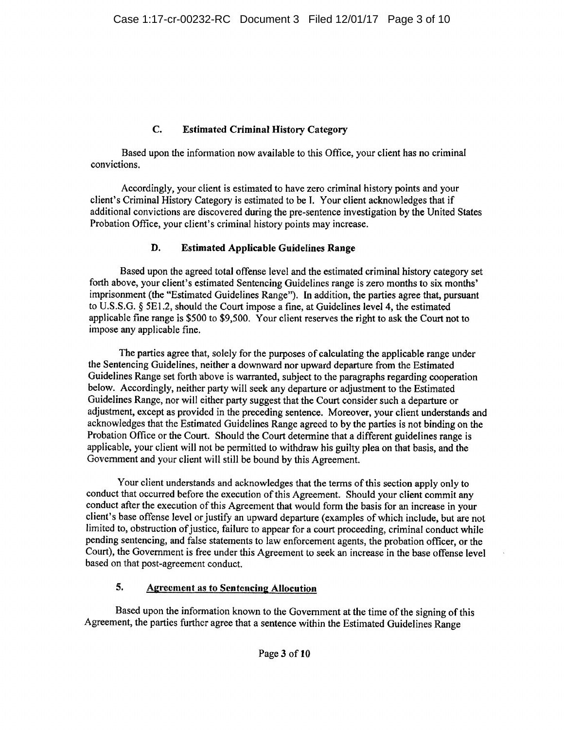### C. Estimated Criminal History Category

Based upon the information now available to this Office, your client has no criminal convictions.

Accordingly, your client is estimated to have zero criminal history points and your client's Criminal History Category is estimated to be I. Your client acknowledges that if additional convictions are discovered during the pre-sentence investigation by the United States Probation Office, your client's criminal history points may increase.

### D. Estimated Applicable Guidelines Range

Based upon the agreed total offense level and the estimated criminal history category set forth above, your client's estimated Sentencing Guidelines range is zero months to six months' imprisonment (the "Estimated Guidelines Range"). In addition, the parties agree that, pursuant to U.S.S.G. § 5E1.2, should the Court impose a fine, at Guidelines level 4, the estimated applicable fine range is $500 to $9,500. Your client reserves the right to ask the Court not to impose any applicable fine.

The parties agree that, solely for the purposes of calculating the applicable range under the Sentencing Guidelines, neither a downward nor upward departure from the Estimated Guidelines Range set forth above is warranted, subject to the paragraphs regarding cooperation below. Accordingly, neither party will seek any departure or adjustment to the Estimated Guidelines Range, nor will either party suggest that the Court consider such a departure or adjustment, except as provided in the preceding sentence. Moreover, your client understands and acknowledges that the Estimated Guidelines Range agreed to by the parties is not binding on the Probation Office or the Court. Should the Court determine that a different guidelines range is applicable, your client will not be permitted to withdraw his guilty plea on that basis, and the Government and your client will still be bound by this Agreement.

Your client understands and acknowledges that the terms of this section apply only to conduct that occurred before the execution of this Agreement. Should your client commit any conduct after the execution of this Agreement that would form the basis for an increase in your client's base offense level or justify an upward departure (examples of which include, but are not limited to, obstruction of justice, failure to appear for a court proceeding, criminal conduct while pending sentencing, and false statements to law enforcement agents, the probation officer, or the Court), the Government is free under this Agreement to seek an increase in the base offense level based on that post-agreement conduct.

## 5. Agreement as to Sentencing Allocution

Based upon the information known to the Government at the time of the signing of this Agreement, the parties further agree that a sentence within the Estimated Guidelines Range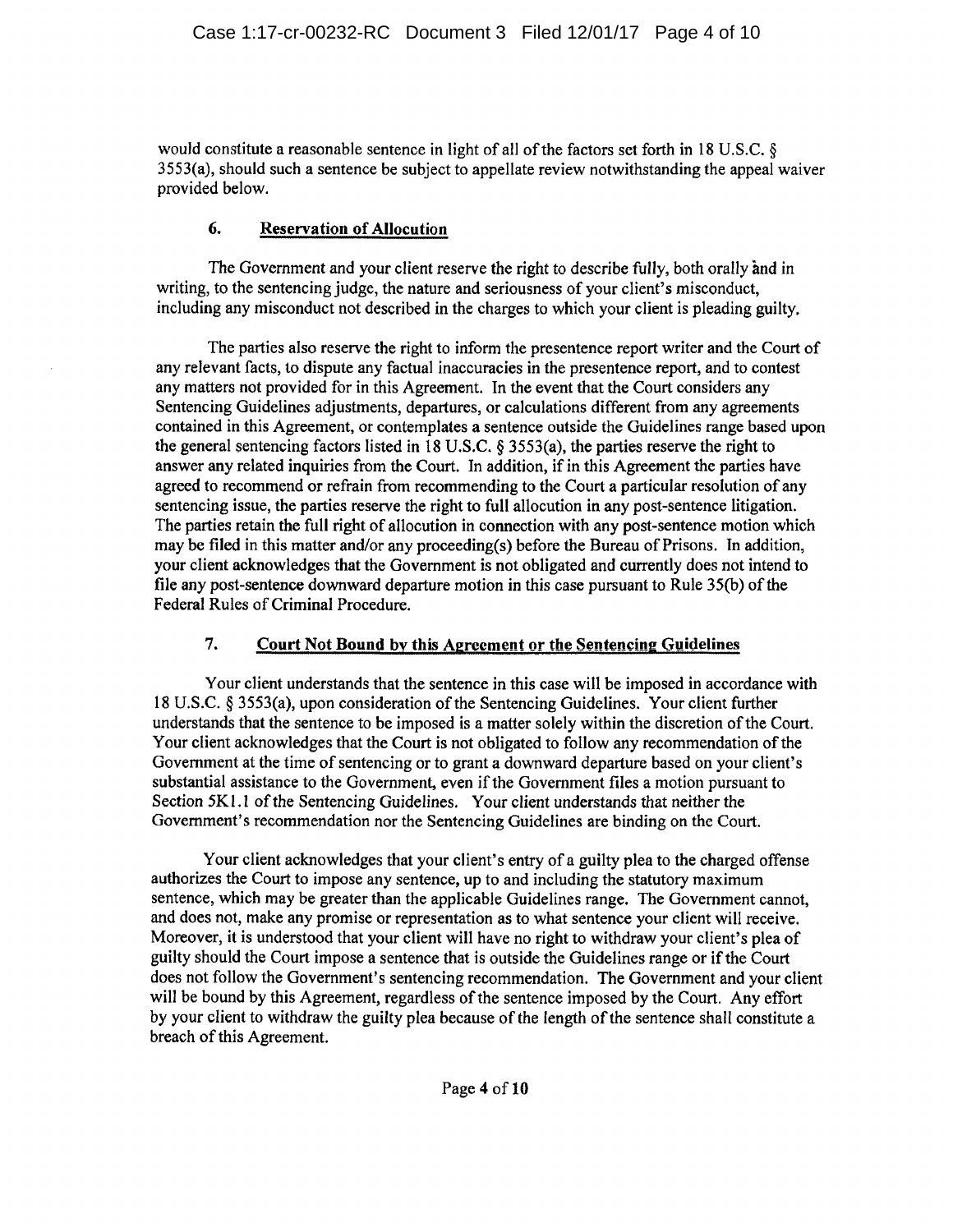would constitute a reasonable sentence in light of all of the factors set forth in 18 U.S.C. § 3553(a), should such a sentence be subject to appellate review notwithstanding the appeal waiver provided below.

### 6. Reservation of Allocution

The Government and your client reserve the right to describe fully, both orally and in writing, to the sentencing judge, the nature and seriousness of your client's misconduct, including any misconduct not described in the charges to which your client is pleading guilty.

The parties also reserve the right to inform the presentence report writer and the Court of any relevant facts, to dispute any factual inaccuracies in the presentence report, and to contest any matters not provided for in this Agreement. In the event that the Court considers any Sentencing Guidelines adjustments, departures, or calculations different from any agreements contained in this Agreement, or contemplates a sentence outside the Guidelines range based upon the general sentencing factors listed in 18 U.S.C. § 3553(a), the parties reserve the right to answer any related inquiries from the Court. In addition, if in this Agreement the parties have agreed to recommend or refrain from recommending to the Court a particular resolution of any sentencing issue, the parties reserve the right to full allocution in any post-sentence litigation. The parties retain the full right of allocution in connection with any post-sentence motion which may be filed in this matter and/or any proceeding(s) before the Bureau of Prisons. In addition, your client acknowledges that the Government is not obligated and currently does not intend to file any post-sentence downward departure motion in this case pursuant to Rule 35(b) of the Federal Rules of Criminal Procedure.

### 7. Court Not Bound by this Agreement or the Sentencing Guidelines

Your client understands that the sentence in this case will be imposed in accordance with 18 U.S.C. § 3553(a), upon consideration of the Sentencing Guidelines. Your client further understands that the sentence to be imposed is a matter solely within the discretion of the Court. Your client acknowledges that the Court is not obligated to follow any recommendation of the Government at the time of sentencing or to grant a downward departure based on your client's substantial assistance to the Government, even if the Government files a motion pursuant to Section 5K1.1 of the Sentencing Guidelines. Your client understands that neither the Government's recommendation nor the Sentencing Guidelines are binding on the Court.

Your client acknowledges that your client's entry of a guilty plea to the charged offense authorizes the Court to impose any sentence, up to and including the statutory maximum sentence, which may be greater than the applicable Guidelines range. The Government cannot, and does not, make any promise or representation as to what sentence your client will receive. Moreover, it is understood that your client will have no right to withdraw your client's plea of guilty should the Court impose a sentence that is outside the Guidelines range or if the Court does not follow the Government's sentencing recommendation. The Government and your client will be bound by this Agreement, regardless of the sentence imposed by the Court. Any effort by your client to withdraw the guilty plea because of the length of the sentence shall constitute a breach of this Agreement.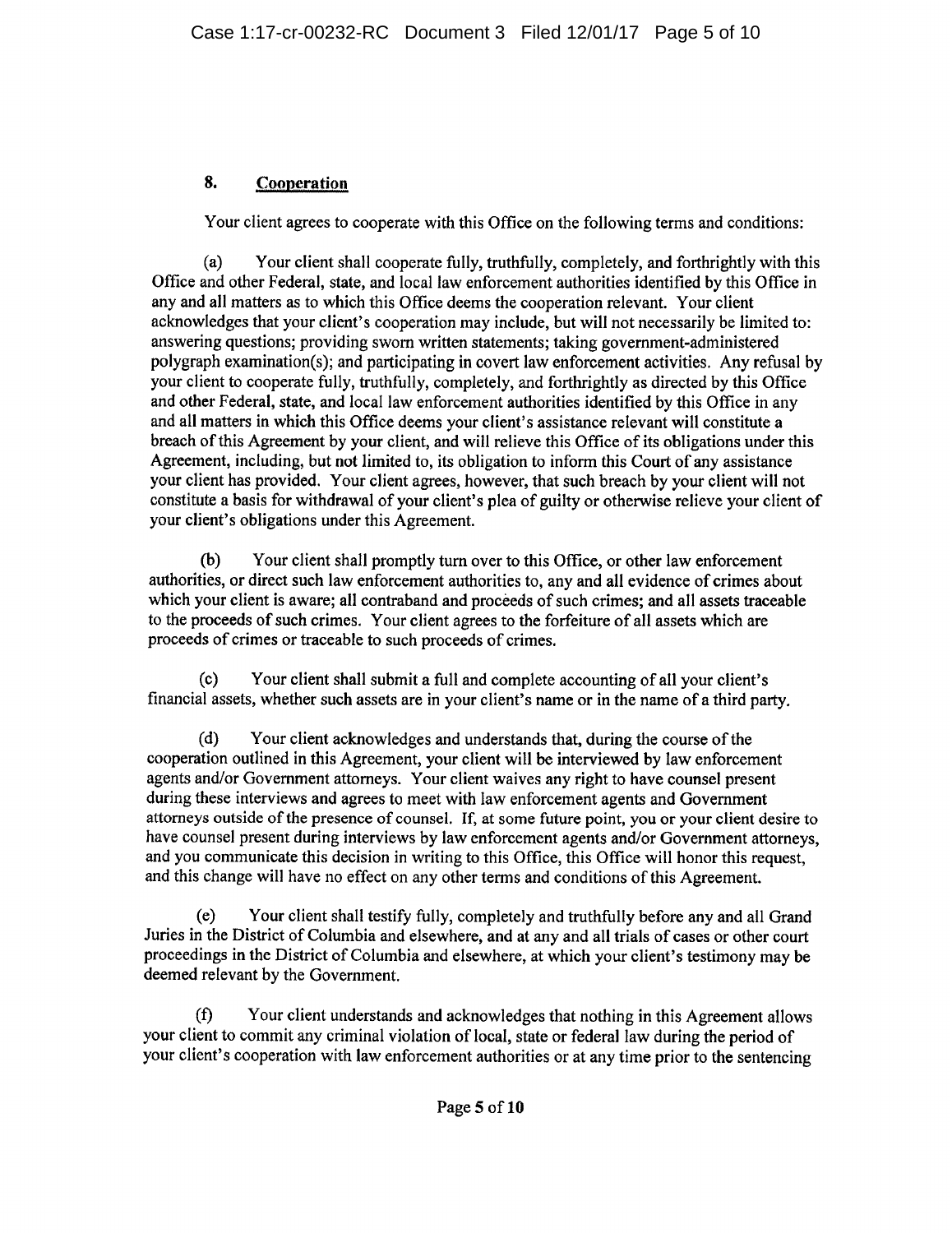## 8. Cooperation

Your client agrees to cooperate with this Office on the following terms and conditions:

(a) Your client shall cooperate fully, truthfully, completely, and forthrightly with this Office and other Federal, state, and local law enforcement authorities identified by this Office in any and all matters as to which this Office deems the cooperation relevant. Your client acknowledges that your client's cooperation may include, but will not necessarily be limited to: answering questions; providing sworn written statements; taking government-administered polygraph examination(s); and participating in covert law enforcement activities. Any refusal by your client to cooperate fully, truthfully, completely, and forthrightly as directed by this Office and other Federal, state, and local law enforcement authorities identified by this Office in any and all matters in which this Office deems your client's assistance relevant will constitute a breach of this Agreement by your client, and will relieve this Office of its obligations under this Agreement, including, but not limited to, its obligation to inform this Court of any assistance your client has provided. Your client agrees, however, that such breach by your client will not constitute a basis for withdrawal of your client's plea of guilty or otherwise relieve your client of your client's obligations under this Agreement.

(b) Your client shall promptly turn over to this Office, or other law enforcement authorities, or direct such law enforcement authorities to, any and all evidence of crimes about which your client is aware; all contraband and proceeds of such crimes; and all assets traceable to the proceeds of such crimes. Your client agrees to the forfeiture of all assets which are proceeds of crimes or traceable to such proceeds of crimes.

(c) Your client shall submit a full and complete accounting of all your client's financial assets, whether such assets are in your client's name or in the name of a third party.

(d) Your client acknowledges and understands that, during the course of the cooperation outlined in this Agreement, your client will be interviewed by law enforcement agents and/or Government attorneys. Your client waives any right to have counsel present during these interviews and agrees to meet with law enforcement agents and Government attorneys outside of the presence of counsel. If, at some future point, you or your client desire to have counsel present during interviews by law enforcement agents and/or Government attorneys, and you communicate this decision in writing to this Office, this Office will honor this request, and this change will have no effect on any other terms and conditions of this Agreement.

(e) Your client shall testify fully, completely and truthfully before any and all Grand Juries in the District of Columbia and elsewhere, and at any and all trials of cases or other court proceedings in the District of Columbia and elsewhere, at which your client's testimony may be deemed relevant by the Government.

(f) Your client understands and acknowledges that nothing in this Agreement allows your client to commit any criminal violation of local, state or federal law during the period of your client's cooperation with law enforcement authorities or at any time prior to the sentencing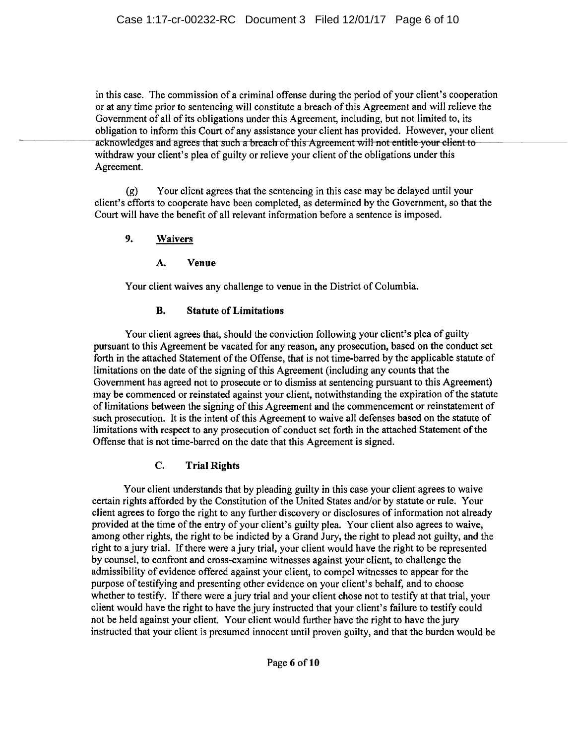in this case. The commission of a criminal offense during the period of your client's cooperation or at any time prior to sentencing will constitute a breach of this Agreement and will relieve the Government of all of its obligations under this Agreement, including, but not limited to, its obligation to inform this Court of any assistance your client has provided. However, your client acknowledges and agrees that such a breach of this Agreement will not entitle your client to withdraw your client's plea of guilty or relieve your client of the obligations under this Agreement.

(g) Your client agrees that the sentencing in this case may be delayed until your client's efforts to cooperate have been completed, as determined by the Government, so that the Court will have the benefit of all relevant information before a sentence is imposed.

## 9. Waivers

### A. Venue

Your client waives any challenge to venue in the District of Columbia.

### B. Statute of Limitations

Your client agrees that, should the conviction following your client's plea of guilty pursuant to this Agreement be vacated for any reason, any prosecution, based on the conduct set forth in the attached Statement of the Offense, that is not time-barred by the applicable statute of limitations on the date of the signing of this Agreement (including any counts that the Government has agreed not to prosecute or to dismiss at sentencing pursuant to this Agreement) may be commenced or reinstated against your client, notwithstanding the expiration of the statute of limitations between the signing of this Agreement and the commencement or reinstatement of such prosecution. It is the intent of this Agreement to waive all defenses based on the statute of limitations with respect to any prosecution of conduct set forth in the attached Statement of the Offense that is not time-barred on the date that this Agreement is signed.

### C. Trial Rights

Your client understands that by pleading guilty in this case your client agrees to waive certain rights afforded by the Constitution of the United States and/or by statute or rule. Your client agrees to forgo the right to any further discovery or disclosures of information not already provided at the time of the entry of your client's guilty plea. Your client also agrees to waive, among other rights, the right to be indicted by a Grand Jury, the right to plead not guilty, and the right to a jury trial. If there were a jury trial, your client would have the right to be represented by counsel, to confront and cross-examine witnesses against your client, to challenge the admissibility of evidence offered against your client, to compel witnesses to appear for the purpose of testifying and presenting other evidence on your client's behalf, and to choose whether to testify. If there were a jury trial and your client chose not to testify at that trial, your client would have the right to have the jury instructed that your client's failure to testify could not be held against your client. Your client would further have the right to have the jury instructed that your client is presumed innocent until proven guilty, and that the burden would be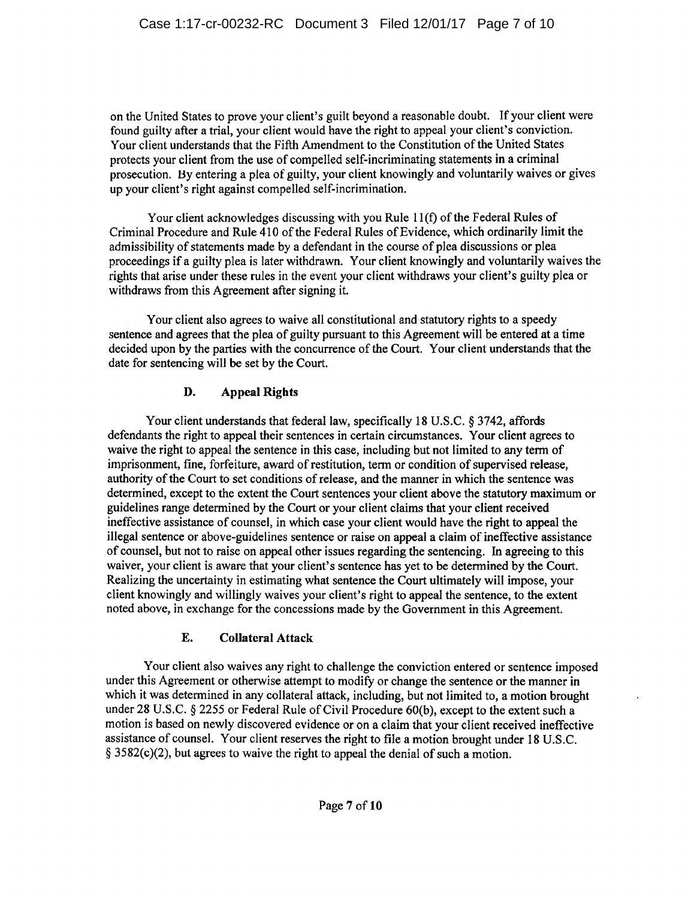on the United States to prove your client's guilt beyond a reasonable doubt. If your client were found guilty after a trial, your client would have the right to appeal your client's conviction. Your client understands that the Fifth Amendment to the Constitution of the United States protects your client from the use of compelled self-incriminating statements in a criminal prosecution. By entering a plea of guilty, your client knowingly and voluntarily waives or gives up your client's right against compelled self-incrimination.

Your client acknowledges discussing with you Rule 11(f) of the Federal Rules of Criminal Procedure and Rule 410 of the Federal Rules of Evidence, which ordinarily limit the admissibility of statements made by a defendant in the course of plea discussions or plea proceedings if a guilty plea is later withdrawn. Your client knowingly and voluntarily waives the rights that arise under these rules in the event your client withdraws your client's guilty plea or withdraws from this Agreement after signing it.

Your client also agrees to waive all constitutional and statutory rights to a speedy sentence and agrees that the plea of guilty pursuant to this Agreement will be entered at a time decided upon by the parties with the concurrence of the Court. Your client understands that the date for sentencing will be set by the Court.

### D. Appeal Rights

Your client understands that federal law, specifically 18 U.S.C. § 3742, affords defendants the right to appeal their sentences in certain circumstances. Your client agrees to waive the right to appeal the sentence in this case, including but not limited to any term of imprisonment, fine, forfeiture, award of restitution, term or condition of supervised release, authority of the Court to set conditions of release, and the manner in which the sentence was determined, except to the extent the Court sentences your client above the statutory maximum or guidelines range determined by the Court or your client claims that your client received ineffective assistance of counsel, in which case your client would have the right to appeal the illegal sentence or above-guidelines sentence or raise on appeal a claim of ineffective assistance of counsel, but not to raise on appeal other issues regarding the sentencing. In agreeing to this waiver, your client is aware that your client's sentence has yet to be determined by the Court. Realizing the uncertainty in estimating what sentence the Court ultimately will impose, your client knowingly and willingly waives your client's right to appeal the sentence, to the extent noted above, in exchange for the concessions made by the Government in this Agreement.

### E. Collateral Attack

Your client also waives any right to challenge the conviction entered or sentence imposed under this Agreement or otherwise attempt to modify or change the sentence or the manner in which it was determined in any collateral attack, including, but not limited to, a motion brought under 28 U.S.C. § 2255 or Federal Rule of Civil Procedure 60(b), except to the extent such a motion is based on newly discovered evidence or on a claim that your client received ineffective assistance of counsel. Your client reserves the right to file a motion brought under 18 U.S.C. § 3582(c)(2), but agrees to waive the right to appeal the denial of such a motion.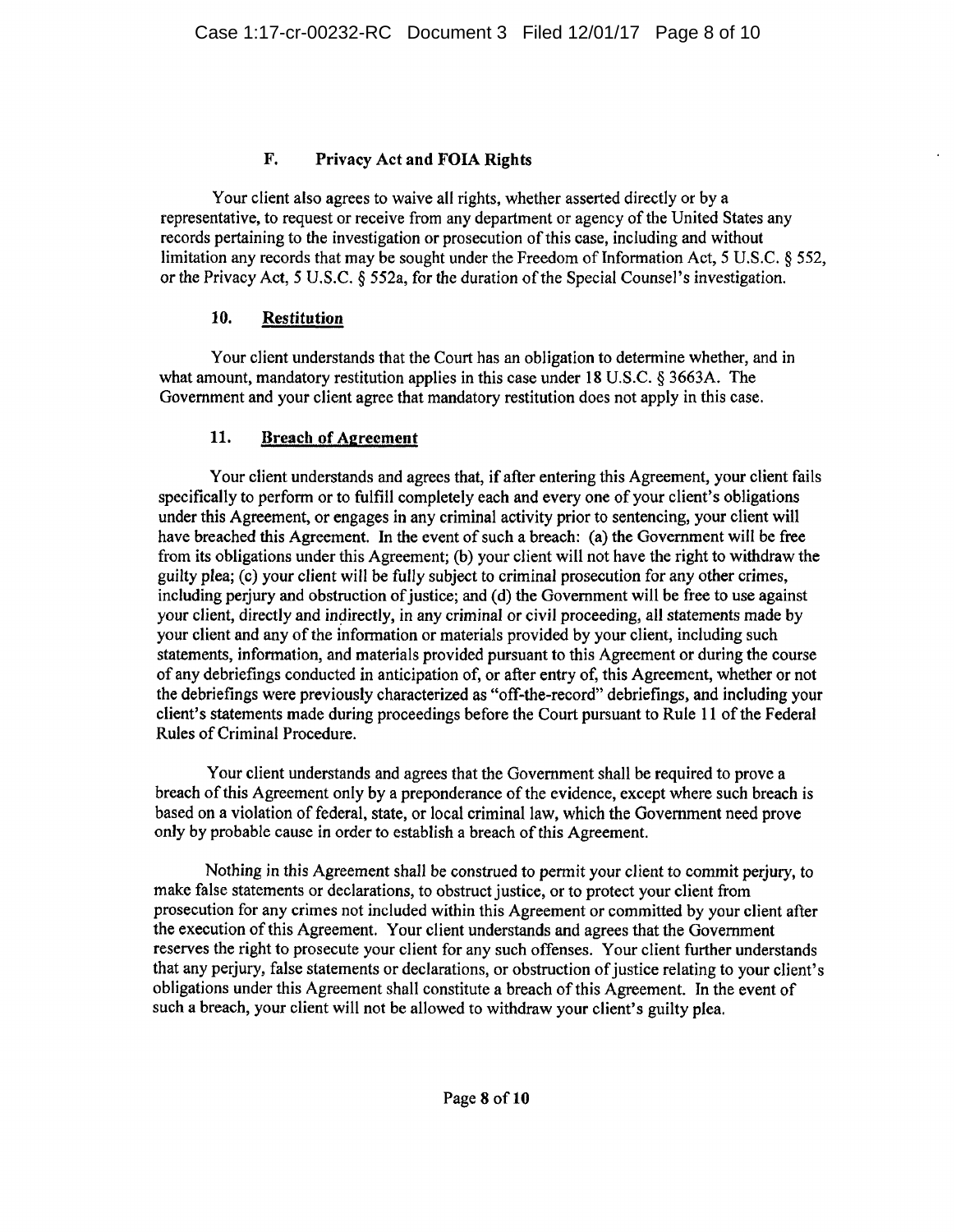### F. Privacy Act and FOIA Rights

Your client also agrees to waive all rights, whether asserted directly or by a representative, to request or receive from any department or agency of the United States any records pertaining to the investigation or prosecution of this case, including and without limitation any records that may be sought under the Freedom of Information Act, 5 U.S.C. § 552, or the Privacy Act, 5 U.S.C. § 552a, for the duration of the Special Counsel's investigation.

### 10. Restitution

Your client understands that the Court has an obligation to determine whether, and in what amount, mandatory restitution applies in this case under 18 U.S.C. § 3663A. The Government and your client agree that mandatory restitution does not apply in this case.

### 11. Breach of Agreement

Your client understands and agrees that, if after entering this Agreement, your client fails specifically to perform or to fulfill completely each and every one of your client's obligations under this Agreement, or engages in any criminal activity prior to sentencing, your client will have breached this Agreement. In the event of such a breach: (a) the Government will be free from its obligations under this Agreement; (b) your client will not have the right to withdraw the guilty plea; (c) your client will be fully subject to criminal prosecution for any other crimes, including perjury and obstruction of justice; and (d) the Government will be free to use against your client, directly and indirectly, in any criminal or civil proceeding, all statements made by your client and any of the information or materials provided by your client, including such statements, information, and materials provided pursuant to this Agreement or during the course of any debriefings conducted in anticipation of, or after entry of, this Agreement, whether or not the debriefings were previously characterized as "off-the-record" debriefings, and including your client's statements made during proceedings before the Court pursuant to Rule 11 of the Federal Rules of Criminal Procedure.

Your client understands and agrees that the Government shall be required to prove a breach of this Agreement only by a preponderance of the evidence, except where such breach is based on a violation of federal, state, or local criminal law, which the Government need prove only by probable cause in order to establish a breach of this Agreement.

Nothing in this Agreement shall be construed to permit your client to commit perjury, to make false statements or declarations, to obstruct justice, or to protect your client from prosecution for any crimes not included within this Agreement or committed by your client after the execution of this Agreement. Your client understands and agrees that the Government reserves the right to prosecute your client for any such offenses. Your client further understands that any perjury, false statements or declarations, or obstruction of justice relating to your client's obligations under this Agreement shall constitute a breach of this Agreement. In the event of such a breach, your client will not be allowed to withdraw your client's guilty plea.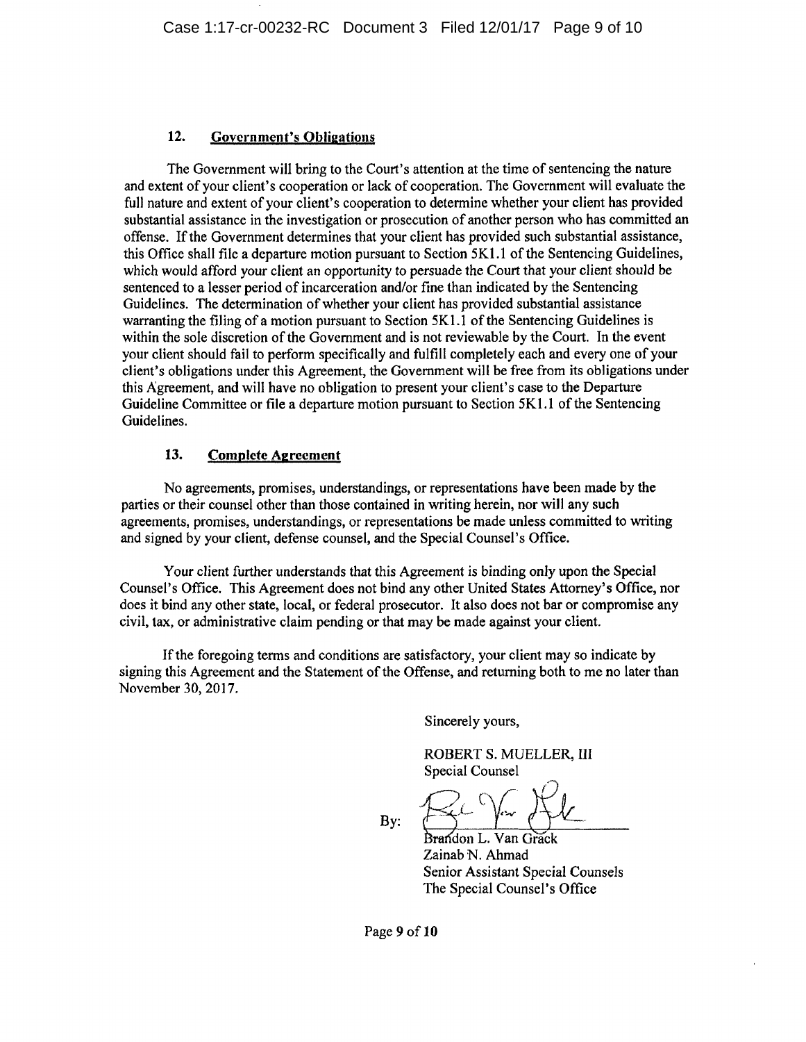## 12. Government's Obligations

The Government will bring to the Court's attention at the time of sentencing the nature and extent of your client's cooperation or lack of cooperation. The Government will evaluate the full nature and extent of your client's cooperation to determine whether your client has provided substantial assistance in the investigation or prosecution of another person who has committed an offense. If the Government determines that your client has provided such substantial assistance, this Office shall file a departure motion pursuant to Section 5K1.1 of the Sentencing Guidelines, which would afford your client an opportunity to persuade the Court that your client should be sentenced to a lesser period of incarceration and/or fine than indicated by the Sentencing Guidelines. The determination of whether your client has provided substantial assistance warranting the filing of a motion pursuant to Section 5K1.1 of the Sentencing Guidelines is within the sole discretion of the Government and is not reviewable by the Court. In the event your client should fail to perform specifically and fulfill completely each and every one of your client's obligations under this Agreement, the Government will be free from its obligations under this Agreement, and will have no obligation to present your client's case to the Departure Guideline Committee or file a departure motion pursuant to Section 5K1.1 of the Sentencing Guidelines.

## 13. Complete Agreement

No agreements, promises, understandings, or representations have been made by the parties or their counsel other than those contained in writing herein, nor will any such agreements, promises, understandings, or representations be made unless committed to writing and signed by your client, defense counsel, and the Special Counsel's Office.

Your client further understands that this Agreement is binding only upon the Special Counsel's Office. This Agreement does not bind any other United States Attorney's Office, nor does it bind any other state, local, or federal prosecutor. It also does not bar or compromise any civil, tax, or administrative claim pending or that may be made against your client.

If the foregoing terms and conditions are satisfactory, your client may so indicate by signing this Agreement and the Statement of the Offense, and returning both to me no later than November 30, 2017.

Sincerely yours,

ROBERT S. MUELLER, III
Special Counsel

By: [signature]
Brandon L. Van Grack
Zainab N. Ahmad
Senior Assistant Special Counsels
The Special Counsel's Office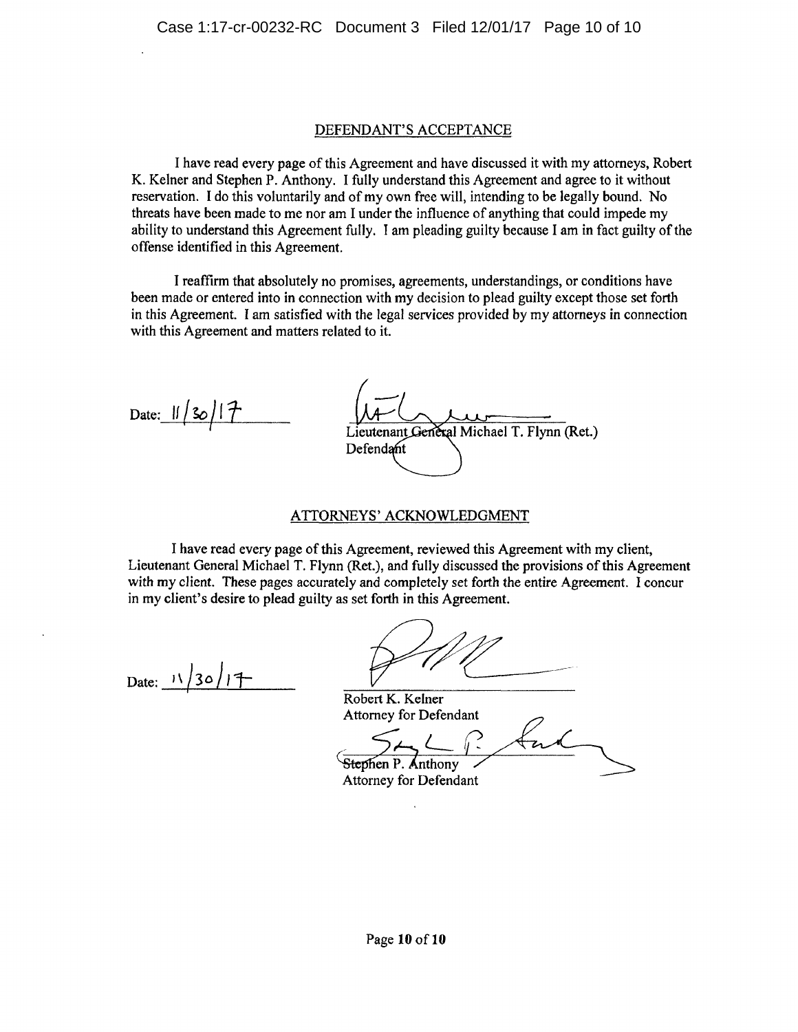## DEFENDANT'S ACCEPTANCE

I have read every page of this Agreement and have discussed it with my attorneys, Robert K. Kelner and Stephen P. Anthony. I fully understand this Agreement and agree to it without reservation. I do this voluntarily and of my own free will, intending to be legally bound. No threats have been made to me nor am I under the influence of anything that could impede my ability to understand this Agreement fully. I am pleading guilty because I am in fact guilty of the offense identified in this Agreement.

I reaffirm that absolutely no promises, agreements, understandings, or conditions have been made or entered into in connection with my decision to plead guilty except those set forth in this Agreement. I am satisfied with the legal services provided by my attorneys in connection with this Agreement and matters related to it.

Date: 11/30/17

Lieutenant General Michael T. Flynn (Ret.)
Defendant

## ATTORNEYS' ACKNOWLEDGMENT

I have read every page of this Agreement, reviewed this Agreement with my client, Lieutenant General Michael T. Flynn (Ret.), and fully discussed the provisions of this Agreement with my client. These pages accurately and completely set forth the entire Agreement. I concur in my client's desire to plead guilty as set forth in this Agreement.

Date: 11/30/17

Robert K. Kelner
Attorney for Defendant

Stephen P. Anthony
Attorney for Defendant